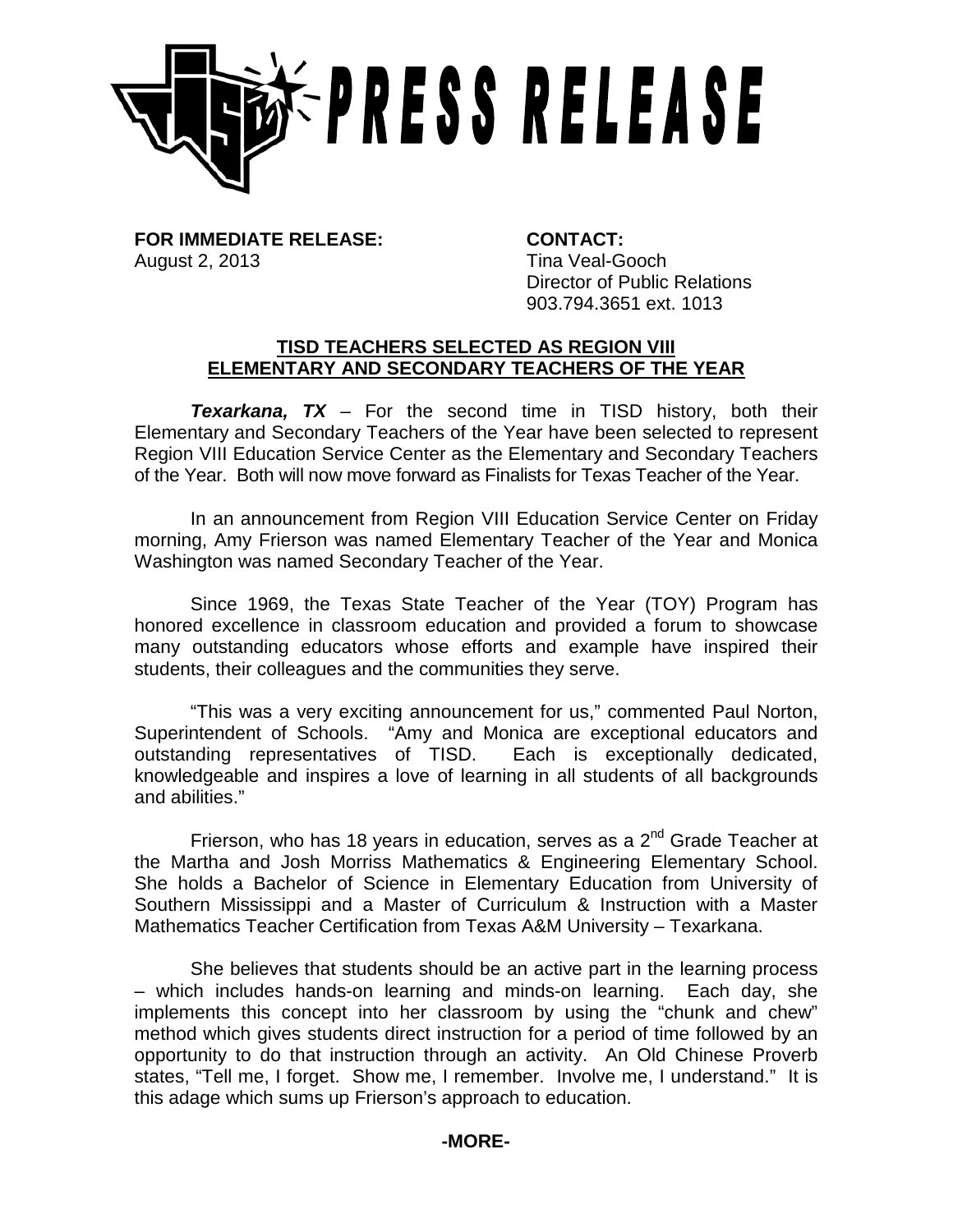# PRESS RELEASE

**FOR IMMEDIATE RELEASE:**
August 2, 2013

**CONTACT:**
Tina Veal-Gooch
Director of Public Relations
903.794.3651 ext. 1013

## TISD TEACHERS SELECTED AS REGION VIII ELEMENTARY AND SECONDARY TEACHERS OF THE YEAR

***Texarkana, TX*** – For the second time in TISD history, both their Elementary and Secondary Teachers of the Year have been selected to represent Region VIII Education Service Center as the Elementary and Secondary Teachers of the Year. Both will now move forward as Finalists for Texas Teacher of the Year.

In an announcement from Region VIII Education Service Center on Friday morning, Amy Frierson was named Elementary Teacher of the Year and Monica Washington was named Secondary Teacher of the Year.

Since 1969, the Texas State Teacher of the Year (TOY) Program has honored excellence in classroom education and provided a forum to showcase many outstanding educators whose efforts and example have inspired their students, their colleagues and the communities they serve.

"This was a very exciting announcement for us," commented Paul Norton, Superintendent of Schools. "Amy and Monica are exceptional educators and outstanding representatives of TISD. Each is exceptionally dedicated, knowledgeable and inspires a love of learning in all students of all backgrounds and abilities."

Frierson, who has 18 years in education, serves as a 2nd Grade Teacher at the Martha and Josh Morriss Mathematics & Engineering Elementary School. She holds a Bachelor of Science in Elementary Education from University of Southern Mississippi and a Master of Curriculum & Instruction with a Master Mathematics Teacher Certification from Texas A&M University – Texarkana.

She believes that students should be an active part in the learning process – which includes hands-on learning and minds-on learning. Each day, she implements this concept into her classroom by using the "chunk and chew" method which gives students direct instruction for a period of time followed by an opportunity to do that instruction through an activity. An Old Chinese Proverb states, "Tell me, I forget. Show me, I remember. Involve me, I understand." It is this adage which sums up Frierson's approach to education.

**-MORE-**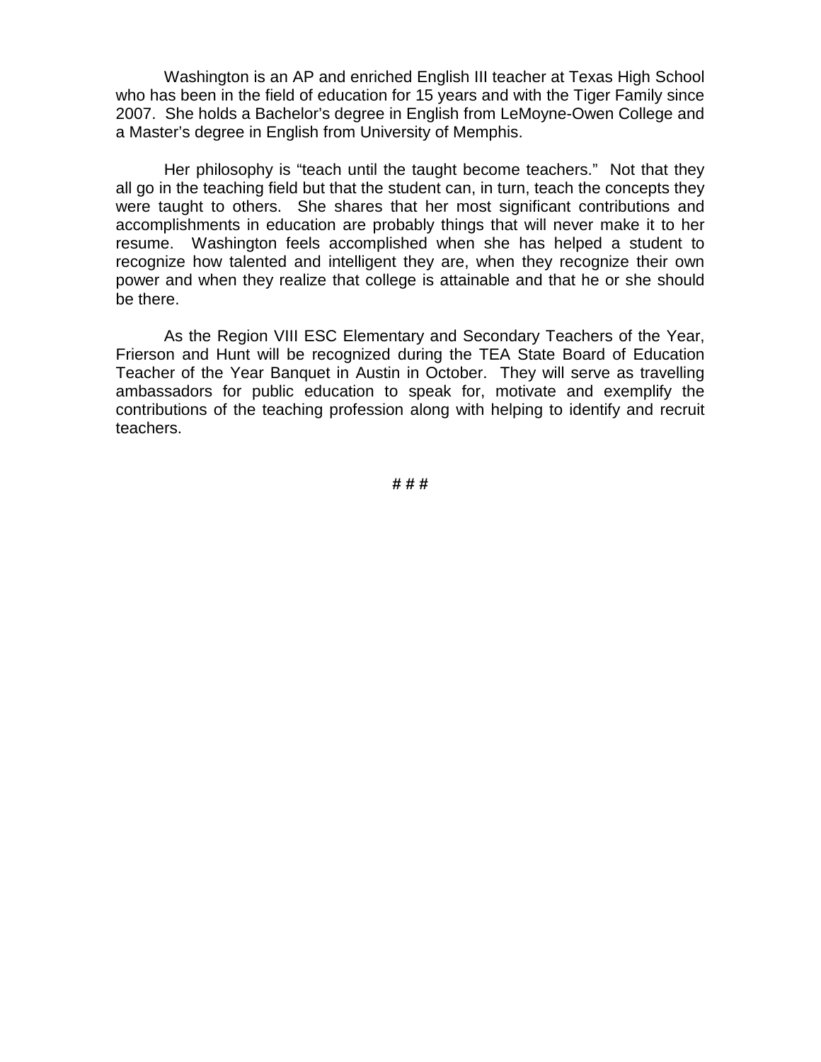Washington is an AP and enriched English III teacher at Texas High School who has been in the field of education for 15 years and with the Tiger Family since 2007. She holds a Bachelor's degree in English from LeMoyne-Owen College and a Master's degree in English from University of Memphis.

Her philosophy is "teach until the taught become teachers." Not that they all go in the teaching field but that the student can, in turn, teach the concepts they were taught to others. She shares that her most significant contributions and accomplishments in education are probably things that will never make it to her resume. Washington feels accomplished when she has helped a student to recognize how talented and intelligent they are, when they recognize their own power and when they realize that college is attainable and that he or she should be there.

As the Region VIII ESC Elementary and Secondary Teachers of the Year, Frierson and Hunt will be recognized during the TEA State Board of Education Teacher of the Year Banquet in Austin in October. They will serve as travelling ambassadors for public education to speak for, motivate and exemplify the contributions of the teaching profession along with helping to identify and recruit teachers.

# # #